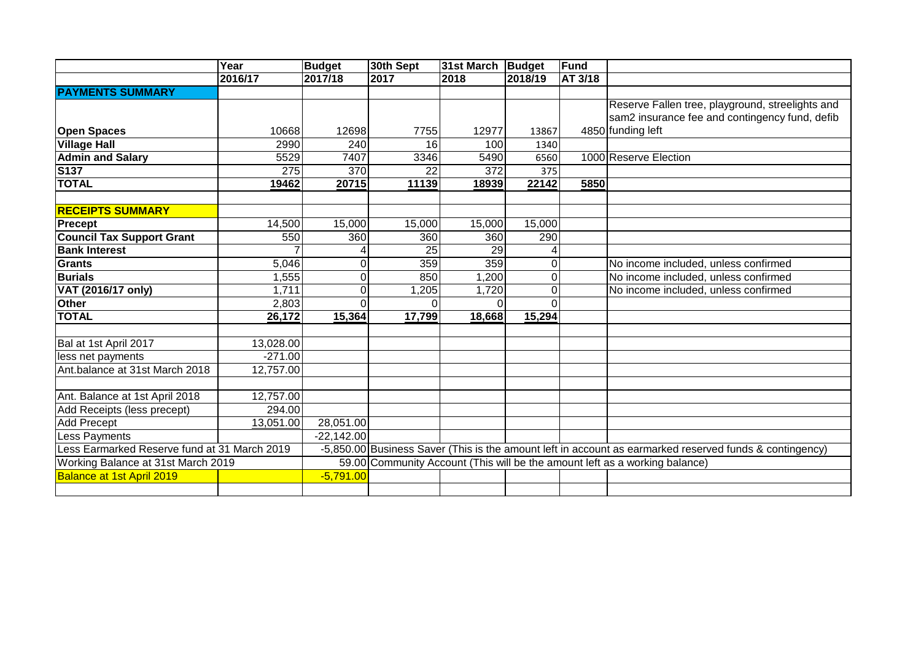| | Year | Budget | 30th Sept | 31st March | Budget | Fund | |
|---|---|---|---|---|---|---|---|
| | 2016/17 | 2017/18 | 2017 | 2018 | 2018/19 | AT 3/18 | |
| **PAYMENTS SUMMARY** | | | | | | | |
| **Open Spaces** | 10668 | 12698 | 7755 | 12977 | 13867 | 4850 | Reserve Fallen tree, playground, streelights and sam2 insurance fee and contingency fund, defib funding left |
| **Village Hall** | 2990 | 240 | 16 | 100 | 1340 | | |
| **Admin and Salary** | 5529 | 7407 | 3346 | 5490 | 6560 | 1000 | Reserve Election |
| **S137** | 275 | 370 | 22 | 372 | 375 | | |
| **TOTAL** | **19462** | **20715** | **11139** | **18939** | **22142** | **5850** | |
| | | | | | | | |
| **RECEIPTS SUMMARY** | | | | | | | |
| **Precept** | 14,500 | 15,000 | 15,000 | 15,000 | 15,000 | | |
| **Council Tax Support Grant** | 550 | 360 | 360 | 360 | 290 | | |
| **Bank Interest** | 7 | 4 | 25 | 29 | 4 | | |
| **Grants** | 5,046 | 0 | 359 | 359 | 0 | | No income included, unless confirmed |
| **Burials** | 1,555 | 0 | 850 | 1,200 | 0 | | No income included, unless confirmed |
| **VAT (2016/17 only)** | 1,711 | 0 | 1,205 | 1,720 | 0 | | No income included, unless confirmed |
| **Other** | 2,803 | 0 | 0 | 0 | 0 | | |
| **TOTAL** | **26,172** | **15,364** | **17,799** | **18,668** | **15,294** | | |
| | | | | | | | |
| Bal at 1st April 2017 | 13,028.00 | | | | | | |
| less net payments | -271.00 | | | | | | |
| Ant.balance at 31st March 2018 | 12,757.00 | | | | | | |
| | | | | | | | |
| Ant. Balance at 1st April 2018 | 12,757.00 | | | | | | |
| Add Receipts (less precept) | 294.00 | | | | | | |
| Add Precept | 13,051.00 | 28,051.00 | | | | | |
| Less Payments | | -22,142.00 | | | | | |
| Less Earmarked Reserve fund at 31 March 2019 | | -5,850.00 | Business Saver (This is the amount left in account as earmarked reserved funds & contingency) | | | | |
| Working Balance at 31st March 2019 | | 59.00 | Community Account (This will be the amount left as a working balance) | | | | |
| Balance at 1st April 2019 | | -5,791.00 | | | | | |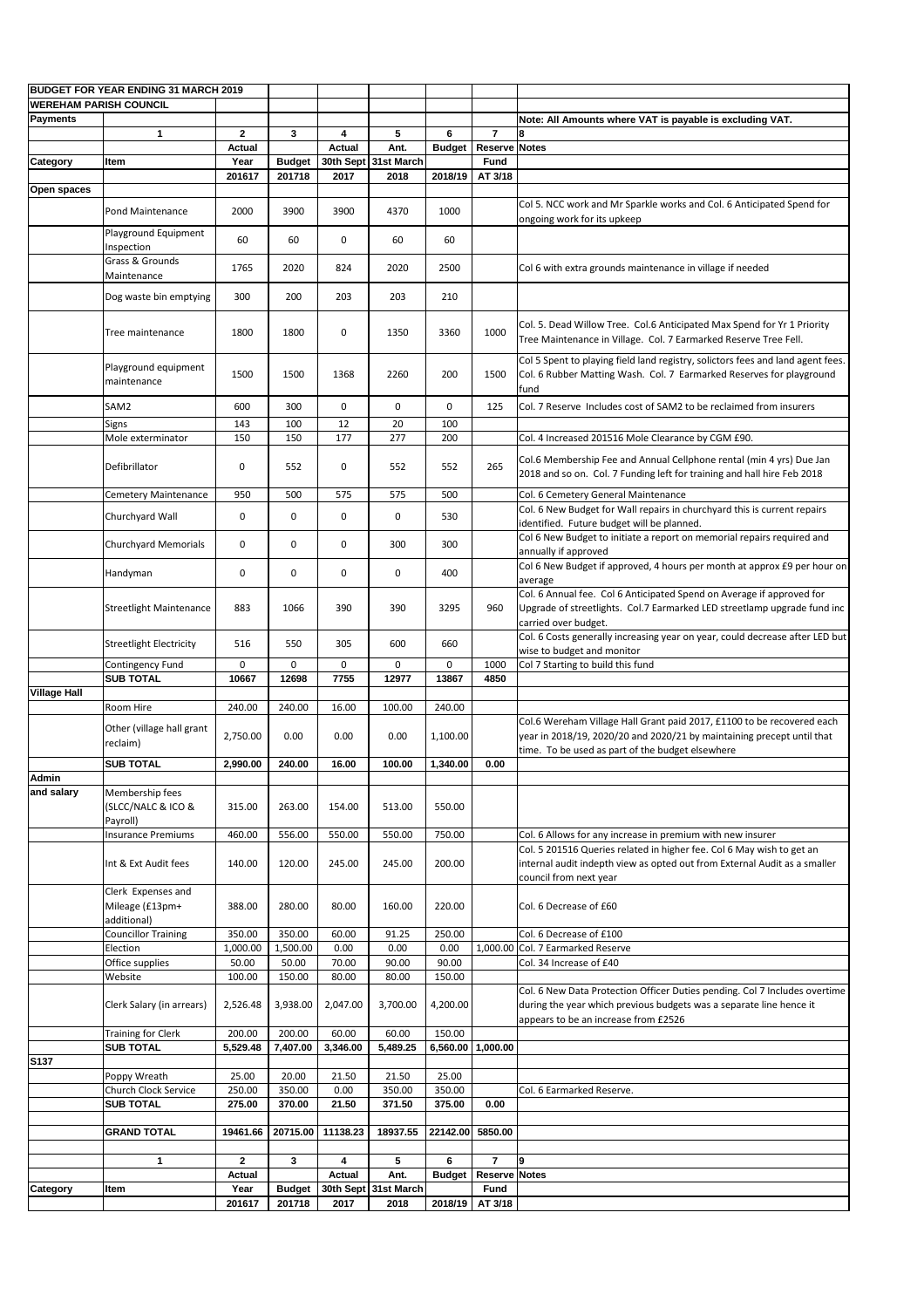| **BUDGET FOR YEAR ENDING 31 MARCH 2019** | | | | | | | | |
|---|---|---|---|---|---|---|---|---|
| **WEREHAM PARISH COUNCIL** | | | | | | | | |
| **Payments** | | | | | | | | **Note: All Amounts where VAT is payable is excluding VAT.** |
| | **1** | **2** | **3** | **4** | **5** | **6** | **7** | **8** |
| | | **Actual** | | **Actual** | **Ant.** | **Budget** | **Reserve** | **Notes** |
| **Category** | **Item** | **Year** | **Budget** | **30th Sept** | **31st March** | | **Fund** | |
| | | **201617** | **201718** | **2017** | **2018** | **2018/19** | **AT 3/18** | |
| **Open spaces** | | | | | | | | |
| | Pond Maintenance | 2000 | 3900 | 3900 | 4370 | 1000 | | Col 5. NCC work and Mr Sparkle works and Col. 6 Anticipated Spend for ongoing work for its upkeep |
| | Playground Equipment Inspection | 60 | 60 | 0 | 60 | 60 | | |
| | Grass & Grounds Maintenance | 1765 | 2020 | 824 | 2020 | 2500 | | Col 6 with extra grounds maintenance in village if needed |
| | Dog waste bin emptying | 300 | 200 | 203 | 203 | 210 | | |
| | Tree maintenance | 1800 | 1800 | 0 | 1350 | 3360 | 1000 | Col. 5. Dead Willow Tree. Col.6 Anticipated Max Spend for Yr 1 Priority Tree Maintenance in Village. Col. 7 Earmarked Reserve Tree Fell. |
| | Playground equipment maintenance | 1500 | 1500 | 1368 | 2260 | 200 | 1500 | Col 5 Spent to playing field land registry, solictors fees and land agent fees. Col. 6 Rubber Matting Wash. Col. 7 Earmarked Reserves for playground fund |
| | SAM2 | 600 | 300 | 0 | 0 | 0 | 125 | Col. 7 Reserve Includes cost of SAM2 to be reclaimed from insurers |
| | Signs | 143 | 100 | 12 | 20 | 100 | | |
| | Mole exterminator | 150 | 150 | 177 | 277 | 200 | | Col. 4 Increased 201516 Mole Clearance by CGM £90. |
| | Defibrillator | 0 | 552 | 0 | 552 | 552 | 265 | Col.6 Membership Fee and Annual Cellphone rental (min 4 yrs) Due Jan 2018 and so on. Col. 7 Funding left for training and hall hire Feb 2018 |
| | Cemetery Maintenance | 950 | 500 | 575 | 575 | 500 | | Col. 6 Cemetery General Maintenance |
| | Churchyard Wall | 0 | 0 | 0 | 0 | 530 | | Col. 6 New Budget for Wall repairs in churchyard this is current repairs identified. Future budget will be planned. |
| | Churchyard Memorials | 0 | 0 | 0 | 300 | 300 | | Col 6 New Budget to initiate a report on memorial repairs required and annually if approved |
| | Handyman | 0 | 0 | 0 | 0 | 400 | | Col 6 New Budget if approved, 4 hours per month at approx £9 per hour on average |
| | Streetlight Maintenance | 883 | 1066 | 390 | 390 | 3295 | 960 | Col. 6 Annual fee. Col 6 Anticipated Spend on Average if approved for Upgrade of streetlights. Col.7 Earmarked LED streetlamp upgrade fund inc carried over budget. |
| | Streetlight Electricity | 516 | 550 | 305 | 600 | 660 | | Col. 6 Costs generally increasing year on year, could decrease after LED but wise to budget and monitor |
| | Contingency Fund | 0 | 0 | 0 | 0 | 0 | 1000 | Col 7 Starting to build this fund |
| | **SUB TOTAL** | **10667** | **12698** | **7755** | **12977** | **13867** | **4850** | |
| **Village Hall** | | | | | | | | |
| | Room Hire | 240.00 | 240.00 | 16.00 | 100.00 | 240.00 | | |
| | Other (village hall grant reclaim) | 2,750.00 | 0.00 | 0.00 | 0.00 | 1,100.00 | | Col.6 Wereham Village Hall Grant paid 2017, £1100 to be recovered each year in 2018/19, 2020/20 and 2020/21 by maintaining precept until that time. To be used as part of the budget elsewhere |
| | **SUB TOTAL** | **2,990.00** | **240.00** | **16.00** | **100.00** | **1,340.00** | **0.00** | |
| **Admin and salary** | Membership fees (SLCC/NALC & ICO & Payroll) | 315.00 | 263.00 | 154.00 | 513.00 | 550.00 | | |
| | Insurance Premiums | 460.00 | 556.00 | 550.00 | 550.00 | 750.00 | | Col. 6 Allows for any increase in premium with new insurer |
| | Int & Ext Audit fees | 140.00 | 120.00 | 245.00 | 245.00 | 200.00 | | Col. 5 201516 Queries related in higher fee. Col 6 May wish to get an internal audit indepth view as opted out from External Audit as a smaller council from next year |
| | Clerk Expenses and Mileage (£13pm+ additional) | 388.00 | 280.00 | 80.00 | 160.00 | 220.00 | | Col. 6 Decrease of £60 |
| | Councillor Training | 350.00 | 350.00 | 60.00 | 91.25 | 250.00 | | Col. 6 Decrease of £100 |
| | Election | 1,000.00 | 1,500.00 | 0.00 | 0.00 | 0.00 | 1,000.00 | Col. 7 Earmarked Reserve |
| | Office supplies | 50.00 | 50.00 | 70.00 | 90.00 | 90.00 | | Col. 34 Increase of £40 |
| | Website | 100.00 | 150.00 | 80.00 | 80.00 | 150.00 | | |
| | Clerk Salary (in arrears) | 2,526.48 | 3,938.00 | 2,047.00 | 3,700.00 | 4,200.00 | | Col. 6 New Data Protection Officer Duties pending. Col 7 Includes overtime during the year which previous budgets was a separate line hence it appears to be an increase from £2526 |
| | Training for Clerk | 200.00 | 200.00 | 60.00 | 60.00 | 150.00 | | |
| | **SUB TOTAL** | **5,529.48** | **7,407.00** | **3,346.00** | **5,489.25** | **6,560.00** | **1,000.00** | |
| **S137** | | | | | | | | |
| | Poppy Wreath | 25.00 | 20.00 | 21.50 | 21.50 | 25.00 | | |
| | Church Clock Service | 250.00 | 350.00 | 0.00 | 350.00 | 350.00 | | Col. 6 Earmarked Reserve. |
| | **SUB TOTAL** | **275.00** | **370.00** | **21.50** | **371.50** | **375.00** | **0.00** | |
| | | | | | | | | |
| | **GRAND TOTAL** | **19461.66** | **20715.00** | **11138.23** | **18937.55** | **22142.00** | **5850.00** | |
| | | | | | | | | |
| | **1** | **2** | **3** | **4** | **5** | **6** | **7** | **9** |
| | | **Actual** | | **Actual** | **Ant.** | **Budget** | **Reserve** | **Notes** |
| **Category** | **Item** | **Year** | **Budget** | **30th Sept** | **31st March** | | **Fund** | |
| | | **201617** | **201718** | **2017** | **2018** | **2018/19** | **AT 3/18** | |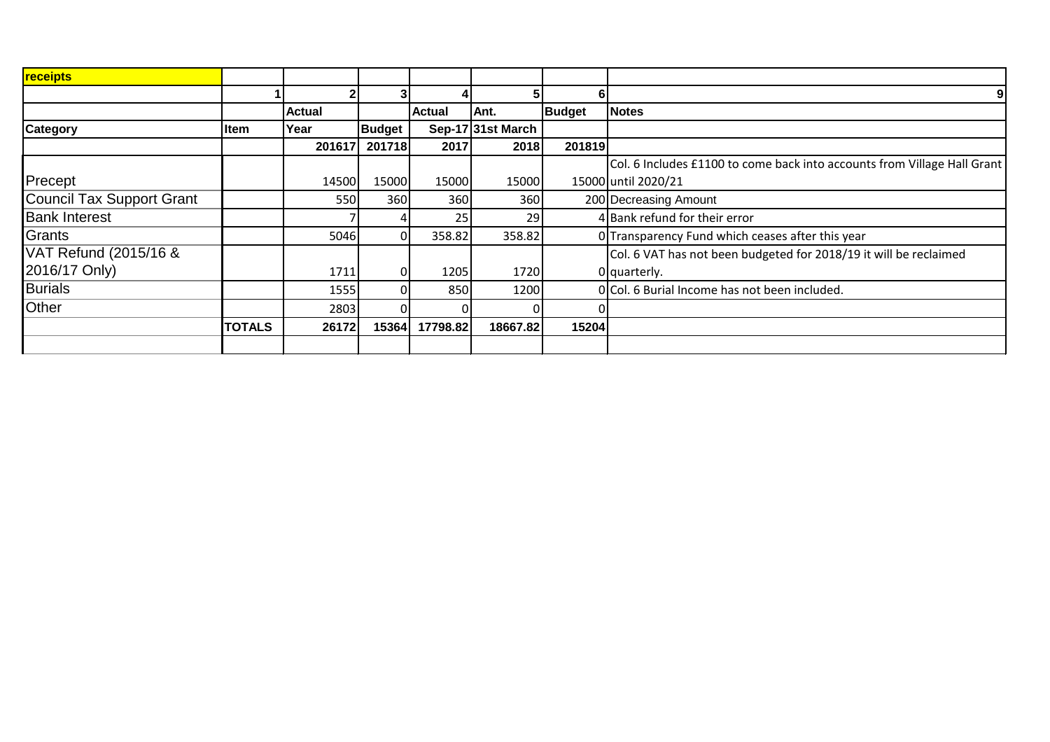| receipts | | | | | | | |
|---|---|---|---|---|---|---|---|
| | 1 | 2 | 3 | 4 | 5 | 6 | 9 |
| | | Actual | | Actual | Ant. | Budget | Notes |
| Category | Item | Year | Budget | Sep-17 | 31st March | | |
| | | 201617 | 201718 | 2017 | 2018 | 201819 | |
| Precept | | 14500 | 15000 | 15000 | 15000 | 15000 | Col. 6 Includes £1100 to come back into accounts from Village Hall Grant until 2020/21 |
| Council Tax Support Grant | | 550 | 360 | 360 | 360 | 200 | Decreasing Amount |
| Bank Interest | | 7 | 4 | 25 | 29 | 4 | Bank refund for their error |
| Grants | | 5046 | 0 | 358.82 | 358.82 | 0 | Transparency Fund which ceases after this year |
| VAT Refund (2015/16 & 2016/17 Only) | | 1711 | 0 | 1205 | 1720 | 0 | Col. 6 VAT has not been budgeted for 2018/19 it will be reclaimed quarterly. |
| Burials | | 1555 | 0 | 850 | 1200 | 0 | Col. 6 Burial Income has not been included. |
| Other | | 2803 | 0 | 0 | 0 | 0 | |
| | TOTALS | 26172 | 15364 | 17798.82 | 18667.82 | 15204 | |